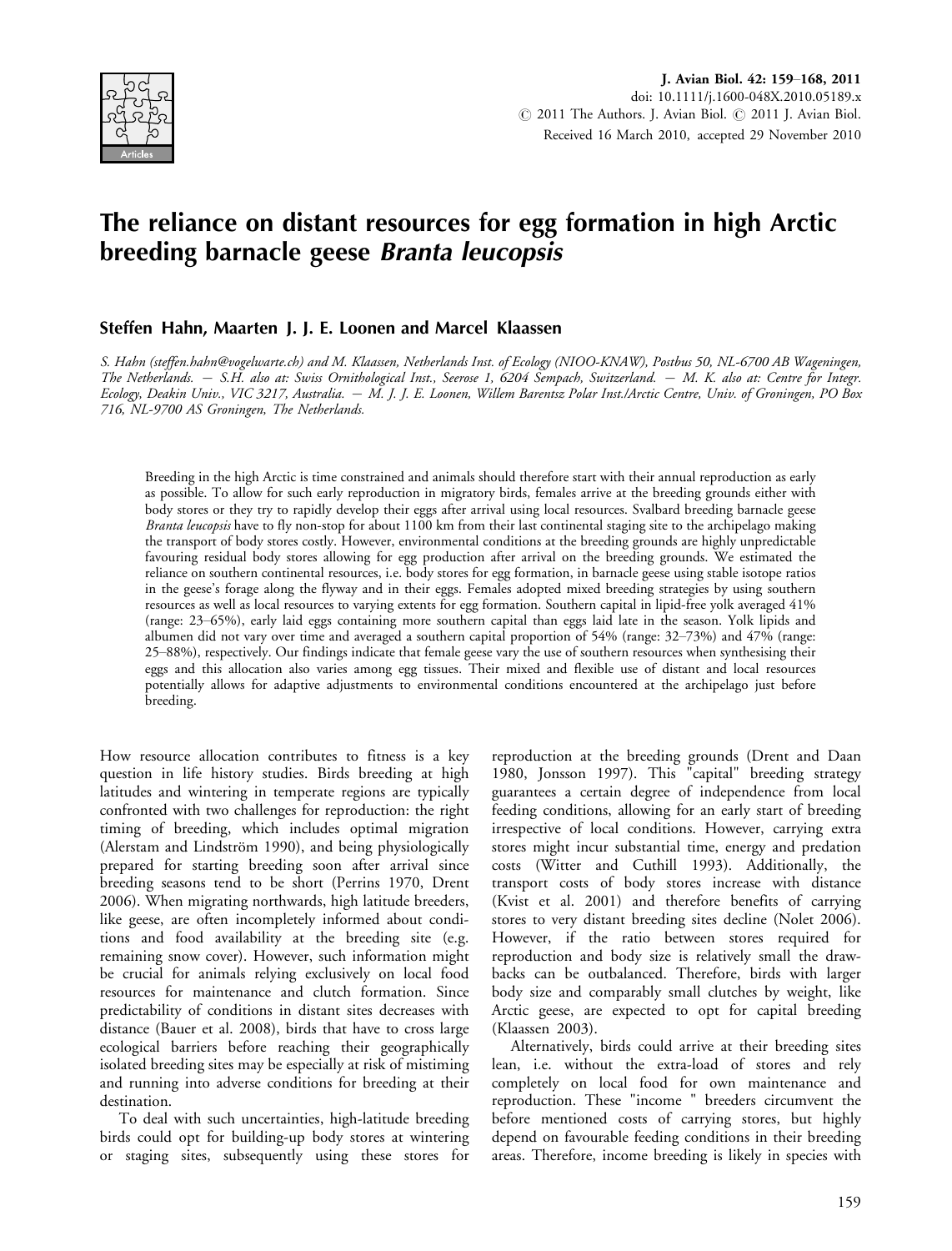J. Avian Biol. 42: 159–168, 2011
doi: 10.1111/j.1600-048X.2010.05189.x
© 2011 The Authors. J. Avian Biol. © 2011 J. Avian Biol.
Received 16 March 2010, accepted 29 November 2010

# The reliance on distant resources for egg formation in high Arctic breeding barnacle geese *Branta leucopsis*

## Steffen Hahn, Maarten J. J. E. Loonen and Marcel Klaassen

*S. Hahn (steffen.hahn@vogelwarte.ch) and M. Klaassen, Netherlands Inst. of Ecology (NIOO-KNAW), Postbus 50, NL-6700 AB Wageningen, The Netherlands. — S.H. also at: Swiss Ornithological Inst., Seerose 1, 6204 Sempach, Switzerland. — M. K. also at: Centre for Integr. Ecology, Deakin Univ., VIC 3217, Australia. — M. J. J. E. Loonen, Willem Barentsz Polar Inst./Arctic Centre, Univ. of Groningen, PO Box 716, NL-9700 AS Groningen, The Netherlands.*

Breeding in the high Arctic is time constrained and animals should therefore start with their annual reproduction as early as possible. To allow for such early reproduction in migratory birds, females arrive at the breeding grounds either with body stores or they try to rapidly develop their eggs after arrival using local resources. Svalbard breeding barnacle geese *Branta leucopsis* have to fly non-stop for about 1100 km from their last continental staging site to the archipelago making the transport of body stores costly. However, environmental conditions at the breeding grounds are highly unpredictable favouring residual body stores allowing for egg production after arrival on the breeding grounds. We estimated the reliance on southern continental resources, i.e. body stores for egg formation, in barnacle geese using stable isotope ratios in the geese's forage along the flyway and in their eggs. Females adopted mixed breeding strategies by using southern resources as well as local resources to varying extents for egg formation. Southern capital in lipid-free yolk averaged 41% (range: 23–65%), early laid eggs containing more southern capital than eggs laid late in the season. Yolk lipids and albumen did not vary over time and averaged a southern capital proportion of 54% (range: 32–73%) and 47% (range: 25–88%), respectively. Our findings indicate that female geese vary the use of southern resources when synthesising their eggs and this allocation also varies among egg tissues. Their mixed and flexible use of distant and local resources potentially allows for adaptive adjustments to environmental conditions encountered at the archipelago just before breeding.

How resource allocation contributes to fitness is a key question in life history studies. Birds breeding at high latitudes and wintering in temperate regions are typically confronted with two challenges for reproduction: the right timing of breeding, which includes optimal migration (Alerstam and Lindström 1990), and being physiologically prepared for starting breeding soon after arrival since breeding seasons tend to be short (Perrins 1970, Drent 2006). When migrating northwards, high latitude breeders, like geese, are often incompletely informed about conditions and food availability at the breeding site (e.g. remaining snow cover). However, such information might be crucial for animals relying exclusively on local food resources for maintenance and clutch formation. Since predictability of conditions in distant sites decreases with distance (Bauer et al. 2008), birds that have to cross large ecological barriers before reaching their geographically isolated breeding sites may be especially at risk of mistiming and running into adverse conditions for breeding at their destination.

To deal with such uncertainties, high-latitude breeding birds could opt for building-up body stores at wintering or staging sites, subsequently using these stores for reproduction at the breeding grounds (Drent and Daan 1980, Jonsson 1997). This "capital" breeding strategy guarantees a certain degree of independence from local feeding conditions, allowing for an early start of breeding irrespective of local conditions. However, carrying extra stores might incur substantial time, energy and predation costs (Witter and Cuthill 1993). Additionally, the transport costs of body stores increase with distance (Kvist et al. 2001) and therefore benefits of carrying stores to very distant breeding sites decline (Nolet 2006). However, if the ratio between stores required for reproduction and body size is relatively small the drawbacks can be outbalanced. Therefore, birds with larger body size and comparably small clutches by weight, like Arctic geese, are expected to opt for capital breeding (Klaassen 2003).

Alternatively, birds could arrive at their breeding sites lean, i.e. without the extra-load of stores and rely completely on local food for own maintenance and reproduction. These "income " breeders circumvent the before mentioned costs of carrying stores, but highly depend on favourable feeding conditions in their breeding areas. Therefore, income breeding is likely in species with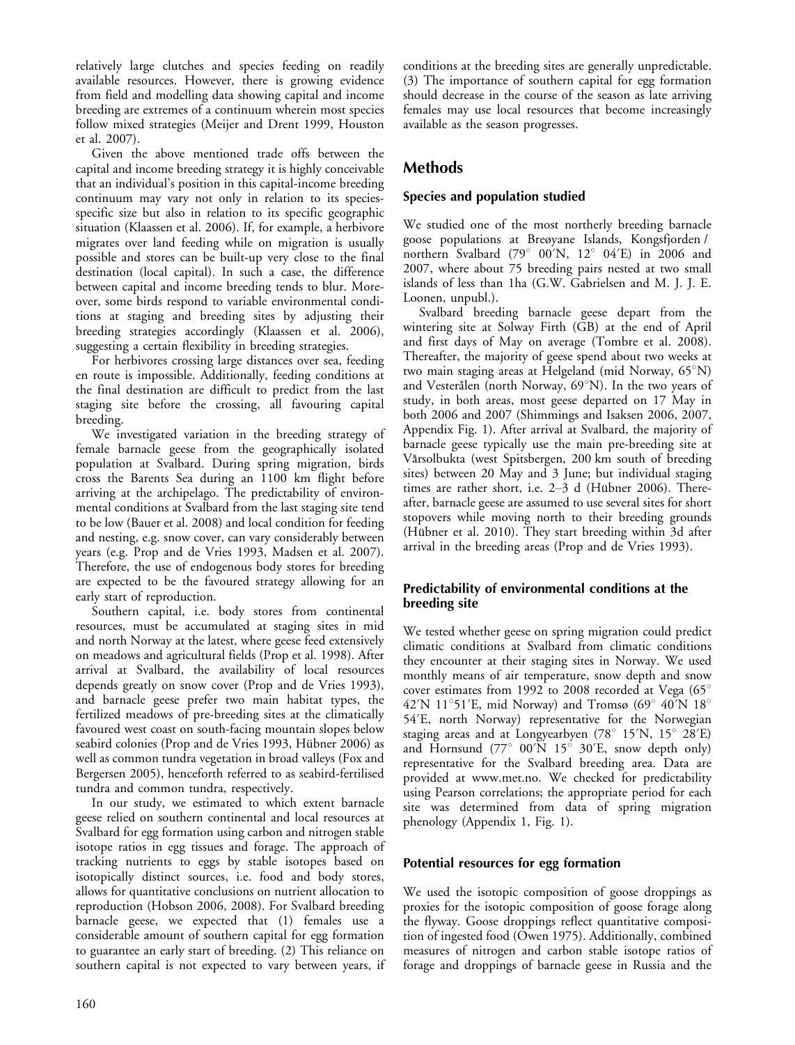relatively large clutches and species feeding on readily available resources. However, there is growing evidence from field and modelling data showing capital and income breeding are extremes of a continuum wherein most species follow mixed strategies (Meijer and Drent 1999, Houston et al. 2007).

Given the above mentioned trade offs between the capital and income breeding strategy it is highly conceivable that an individual's position in this capital-income breeding continuum may vary not only in relation to its species-specific size but also in relation to its specific geographic situation (Klaassen et al. 2006). If, for example, a herbivore migrates over land feeding while on migration is usually possible and stores can be built-up very close to the final destination (local capital). In such a case, the difference between capital and income breeding tends to blur. Moreover, some birds respond to variable environmental conditions at staging and breeding sites by adjusting their breeding strategies accordingly (Klaassen et al. 2006), suggesting a certain flexibility in breeding strategies.

For herbivores crossing large distances over sea, feeding en route is impossible. Additionally, feeding conditions at the final destination are difficult to predict from the last staging site before the crossing, all favouring capital breeding.

We investigated variation in the breeding strategy of female barnacle geese from the geographically isolated population at Svalbard. During spring migration, birds cross the Barents Sea during an 1100 km flight before arriving at the archipelago. The predictability of environmental conditions at Svalbard from the last staging site tend to be low (Bauer et al. 2008) and local condition for feeding and nesting, e.g. snow cover, can vary considerably between years (e.g. Prop and de Vries 1993, Madsen et al. 2007). Therefore, the use of endogenous body stores for breeding are expected to be the favoured strategy allowing for an early start of reproduction.

Southern capital, i.e. body stores from continental resources, must be accumulated at staging sites in mid and north Norway at the latest, where geese feed extensively on meadows and agricultural fields (Prop et al. 1998). After arrival at Svalbard, the availability of local resources depends greatly on snow cover (Prop and de Vries 1993), and barnacle geese prefer two main habitat types, the fertilized meadows of pre-breeding sites at the climatically favoured west coast on south-facing mountain slopes below seabird colonies (Prop and de Vries 1993, Hübner 2006) as well as common tundra vegetation in broad valleys (Fox and Bergersen 2005), henceforth referred to as seabird-fertilised tundra and common tundra, respectively.

In our study, we estimated to which extent barnacle geese relied on southern continental and local resources at Svalbard for egg formation using carbon and nitrogen stable isotope ratios in egg tissues and forage. The approach of tracking nutrients to eggs by stable isotopes based on isotopically distinct sources, i.e. food and body stores, allows for quantitative conclusions on nutrient allocation to reproduction (Hobson 2006, 2008). For Svalbard breeding barnacle geese, we expected that (1) females use a considerable amount of southern capital for egg formation to guarantee an early start of breeding. (2) This reliance on southern capital is not expected to vary between years, if conditions at the breeding sites are generally unpredictable. (3) The importance of southern capital for egg formation should decrease in the course of the season as late arriving females may use local resources that become increasingly available as the season progresses.

## Methods

### Species and population studied

We studied one of the most northerly breeding barnacle goose populations at Breøyane Islands, Kongsfjorden / northern Svalbard (79° 00′N, 12° 04′E) in 2006 and 2007, where about 75 breeding pairs nested at two small islands of less than 1ha (G.W. Gabrielsen and M. J. J. E. Loonen, unpubl.).

Svalbard breeding barnacle geese depart from the wintering site at Solway Firth (GB) at the end of April and first days of May on average (Tombre et al. 2008). Thereafter, the majority of geese spend about two weeks at two main staging areas at Helgeland (mid Norway, 65°N) and Vesterålen (north Norway, 69°N). In the two years of study, in both areas, most geese departed on 17 May in both 2006 and 2007 (Shimmings and Isaksen 2006, 2007, Appendix Fig. 1). After arrival at Svalbard, the majority of barnacle geese typically use the main pre-breeding site at Vårsolbukta (west Spitsbergen, 200 km south of breeding sites) between 20 May and 3 June; but individual staging times are rather short, i.e. 2–3 d (Hübner 2006). Thereafter, barnacle geese are assumed to use several sites for short stopovers while moving north to their breeding grounds (Hübner et al. 2010). They start breeding within 3d after arrival in the breeding areas (Prop and de Vries 1993).

### Predictability of environmental conditions at the breeding site

We tested whether geese on spring migration could predict climatic conditions at Svalbard from climatic conditions they encounter at their staging sites in Norway. We used monthly means of air temperature, snow depth and snow cover estimates from 1992 to 2008 recorded at Vega (65° 42′N 11°51′E, mid Norway) and Tromsø (69° 40′N 18° 54′E, north Norway) representative for the Norwegian staging areas and at Longyearbyen (78° 15′N, 15° 28′E) and Hornsund (77° 00′N 15° 30′E, snow depth only) representative for the Svalbard breeding area. Data are provided at www.met.no. We checked for predictability using Pearson correlations; the appropriate period for each site was determined from data of spring migration phenology (Appendix 1, Fig. 1).

### Potential resources for egg formation

We used the isotopic composition of goose droppings as proxies for the isotopic composition of goose forage along the flyway. Goose droppings reflect quantitative composition of ingested food (Owen 1975). Additionally, combined measures of nitrogen and carbon stable isotope ratios of forage and droppings of barnacle geese in Russia and the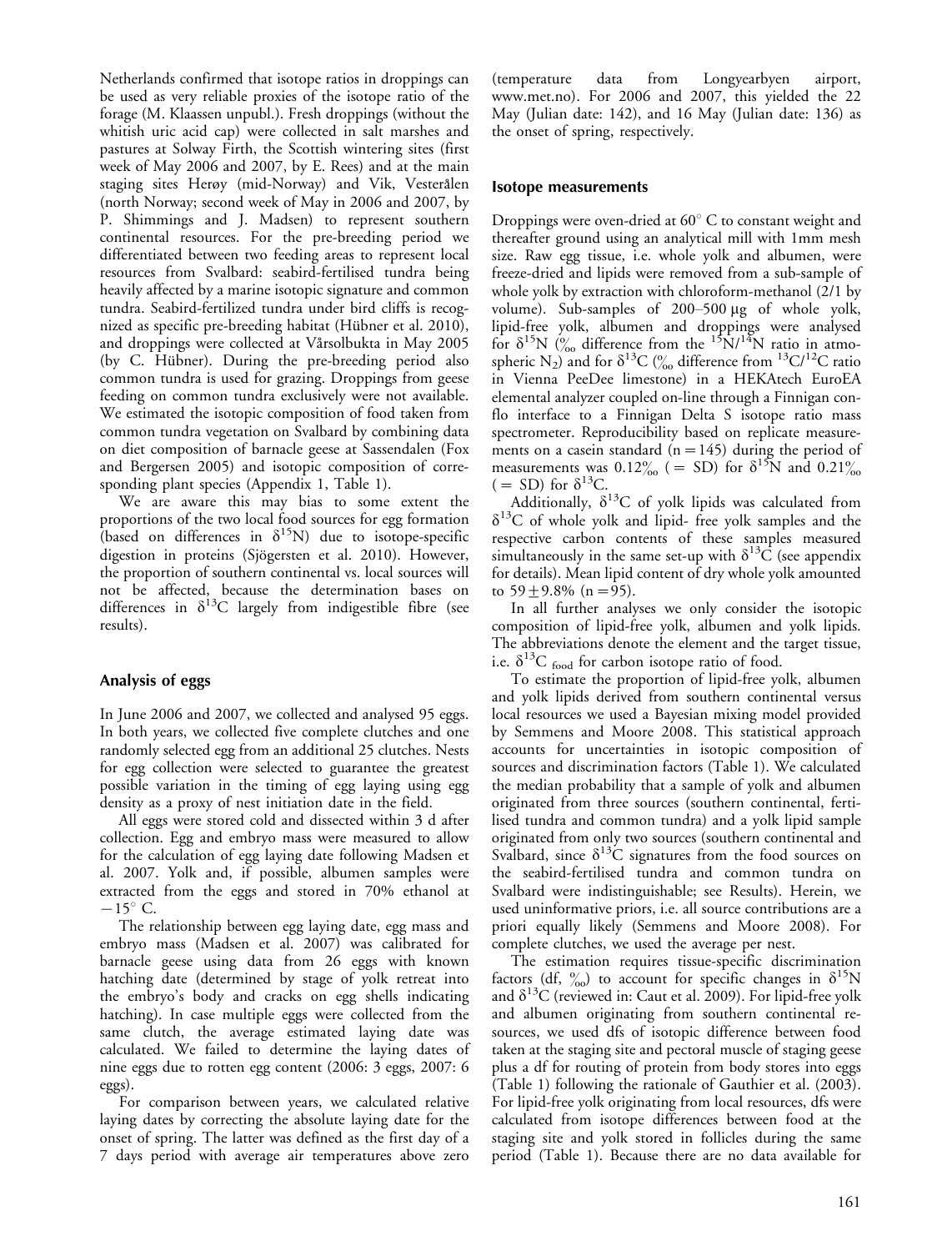Netherlands confirmed that isotope ratios in droppings can be used as very reliable proxies of the isotope ratio of the forage (M. Klaassen unpubl.). Fresh droppings (without the whitish uric acid cap) were collected in salt marshes and pastures at Solway Firth, the Scottish wintering sites (first week of May 2006 and 2007, by E. Rees) and at the main staging sites Herøy (mid-Norway) and Vik, Vesterålen (north Norway; second week of May in 2006 and 2007, by P. Shimmings and J. Madsen) to represent southern continental resources. For the pre-breeding period we differentiated between two feeding areas to represent local resources from Svalbard: seabird-fertilised tundra being heavily affected by a marine isotopic signature and common tundra. Seabird-fertilized tundra under bird cliffs is recognized as specific pre-breeding habitat (Hübner et al. 2010), and droppings were collected at Vårsolbukta in May 2005 (by C. Hübner). During the pre-breeding period also common tundra is used for grazing. Droppings from geese feeding on common tundra exclusively were not available. We estimated the isotopic composition of food taken from common tundra vegetation on Svalbard by combining data on diet composition of barnacle geese at Sassendalen (Fox and Bergersen 2005) and isotopic composition of corresponding plant species (Appendix 1, Table 1).

We are aware this may bias to some extent the proportions of the two local food sources for egg formation (based on differences in $\delta^{15}N$) due to isotope-specific digestion in proteins (Sjögersten et al. 2010). However, the proportion of southern continental vs. local sources will not be affected, because the determination bases on differences in $\delta^{13}C$ largely from indigestible fibre (see results).

## Analysis of eggs

In June 2006 and 2007, we collected and analysed 95 eggs. In both years, we collected five complete clutches and one randomly selected egg from an additional 25 clutches. Nests for egg collection were selected to guarantee the greatest possible variation in the timing of egg laying using egg density as a proxy of nest initiation date in the field.

All eggs were stored cold and dissected within 3 d after collection. Egg and embryo mass were measured to allow for the calculation of egg laying date following Madsen et al. 2007. Yolk and, if possible, albumen samples were extracted from the eggs and stored in 70% ethanol at $-15^{\circ}$ C.

The relationship between egg laying date, egg mass and embryo mass (Madsen et al. 2007) was calibrated for barnacle geese using data from 26 eggs with known hatching date (determined by stage of yolk retreat into the embryo's body and cracks on egg shells indicating hatching). In case multiple eggs were collected from the same clutch, the average estimated laying date was calculated. We failed to determine the laying dates of nine eggs due to rotten egg content (2006: 3 eggs, 2007: 6 eggs).

For comparison between years, we calculated relative laying dates by correcting the absolute laying date for the onset of spring. The latter was defined as the first day of a 7 days period with average air temperatures above zero (temperature data from Longyearbyen airport, www.met.no). For 2006 and 2007, this yielded the 22 May (Julian date: 142), and 16 May (Julian date: 136) as the onset of spring, respectively.

## Isotope measurements

Droppings were oven-dried at 60° C to constant weight and thereafter ground using an analytical mill with 1mm mesh size. Raw egg tissue, i.e. whole yolk and albumen, were freeze-dried and lipids were removed from a sub-sample of whole yolk by extraction with chloroform-methanol (2/1 by volume). Sub-samples of 200–500 µg of whole yolk, lipid-free yolk, albumen and droppings were analysed for $\delta^{15}N$ (‰ difference from the $^{15}N/^{14}N$ ratio in atmospheric $N_2$) and for $\delta^{13}C$ (‰ difference from $^{13}C/^{12}C$ ratio in Vienna PeeDee limestone) in a HEKAtech EuroEA elemental analyzer coupled on-line through a Finnigan conflo interface to a Finnigan Delta S isotope ratio mass spectrometer. Reproducibility based on replicate measurements for a casein standard ($n = 145$) during the period of measurements was 0.12‰ (= SD) for $\delta^{15}N$ and 0.21‰ (= SD) for $\delta^{13}C$.

Additionally, $\delta^{13}C$ of yolk lipids was calculated from $\delta^{13}C$ of whole yolk and lipid- free yolk samples and the respective carbon contents of these samples measured simultaneously in the same set-up with $\delta^{13}C$ (see appendix for details). Mean lipid content of dry whole yolk amounted to $59 \pm 9.8\%$ ($n = 95$).

In all further analyses we only consider the isotopic composition of lipid-free yolk, albumen and yolk lipids. The abbreviations denote the element and the target tissue, i.e. $\delta^{13}C_{food}$ for carbon isotope ratio of food.

To estimate the proportion of lipid-free yolk, albumen and yolk lipids derived from southern continental versus local resources we used a Bayesian mixing model provided by Semmens and Moore 2008. This statistical approach accounts for uncertainties in isotopic composition of sources and discrimination factors (Table 1). We calculated the median probability that a sample of yolk and albumen originated from three sources (southern continental, fertilised tundra and common tundra) and a yolk lipid sample originated from only two sources (southern continental and Svalbard, since $\delta^{13}C$ signatures from the food sources on the seabird-fertilised tundra and common tundra on Svalbard were indistinguishable; see Results). Herein, we used uninformative priors, i.e. all source contributions are a priori equally likely (Semmens and Moore 2008). For complete clutches, we used the average per nest.

The estimation requires tissue-specific discrimination factors (df, ‰) to account for specific changes in $\delta^{15}N$ and $\delta^{13}C$ (reviewed in: Caut et al. 2009). For lipid-free yolk and albumen originating from southern continental resources, we used dfs of isotopic difference between food taken at the staging site and pectoral muscle of staging geese plus a df for routing of protein from body stores into eggs (Table 1) following the rationale of Gauthier et al. (2003). For lipid-free yolk originating from local resources, dfs were calculated from isotope differences between food at the staging site and yolk stored in follicles during the same period (Table 1). Because there are no data available for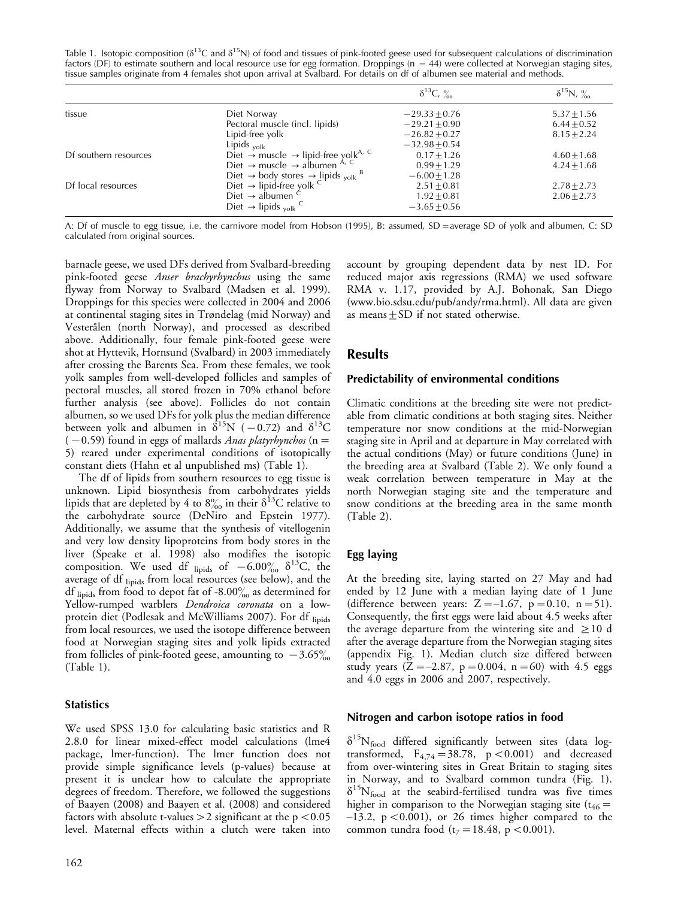Table 1. Isotopic composition ($\delta^{13}C$ and $\delta^{15}N$) of food and tissues of pink-footed geese used for subsequent calculations of discrimination factors (DF) to estimate southern and local resource use for egg formation. Droppings (n = 44) were collected at Norwegian staging sites, tissue samples originate from 4 females shot upon arrival at Svalbard. For details on df of albumen see material and methods.

| | | $\delta^{13}C$, ‰ | $\delta^{15}N$, ‰ |
|---|---|---|---|
| tissue | Diet Norway | $-29.33 \pm 0.76$ | $5.37 \pm 1.56$ |
| | Pectoral muscle (incl. lipids) | $-29.21 \pm 0.90$ | $6.44 \pm 0.52$ |
| | Lipid-free yolk | $-26.82 \pm 0.27$ | $8.15 \pm 2.24$ |
| | Lipids $_{yolk}$ | $-32.98 \pm 0.54$ | |
| Df southern resources | Diet → muscle → lipid-free yolk[A, C] | $0.17 \pm 1.26$ | $4.60 \pm 1.68$ |
| | Diet → muscle → albumen [A, C] | $0.99 \pm 1.29$ | $4.24 \pm 1.68$ |
| | Diet → body stores → lipids $_{yolk}$ [B] | $-6.00 \pm 1.28$ | |
| Df local resources | Diet → lipid-free yolk [C] | $2.51 \pm 0.81$ | $2.78 \pm 2.73$ |
| | Diet → albumen [C] | $1.92 \pm 0.81$ | $2.06 \pm 2.73$ |
| | Diet → lipids $_{yolk}$ [C] | $-3.65 \pm 0.56$ | |

A: Df of muscle to egg tissue, i.e. the carnivore model from Hobson (1995), B: assumed, SD = average SD of yolk and albumen, C: SD calculated from original sources.

barnacle geese, we used DFs derived from Svalbard-breeding pink-footed geese *Anser brachyrhynchus* using the same flyway from Norway to Svalbard (Madsen et al. 1999). Droppings for this species were collected in 2004 and 2006 at continental staging sites in Trøndelag (mid Norway) and Vesterålen (north Norway), and processed as described above. Additionally, four female pink-footed geese were shot at Hyttevik, Hornsund (Svalbard) in 2003 immediately after crossing the Barents Sea. From these females, we took yolk samples from well-developed follicles and samples of pectoral muscles, all stored frozen in 70% ethanol before further analysis (see above). Follicles do not contain albumen, so we used DFs for yolk plus the median difference between yolk and albumen in $\delta^{15}N$ (−0.72) and $\delta^{13}C$ (−0.59) found in eggs of mallards *Anas platyrhynchos* (n = 5) reared under experimental conditions of isotopically constant diets (Hahn et al unpublished ms) (Table 1).

The df of lipids from southern resources to egg tissue is unknown. Lipid biosynthesis from carbohydrates yields lipids that are depleted by 4 to 8‰ in their $\delta^{13}C$ relative to the carbohydrate source (DeNiro and Epstein 1977). Additionally, we assume that the synthesis of vitellogenin and very low density lipoproteins from body stores in the liver (Speake et al. 1998) also modifies the isotopic composition. We used df $_{lipids}$ of −6.00‰ $\delta^{13}C$, the average of df $_{lipids}$ from local resources (see below), and the df $_{lipids}$ from food to depot fat of -8.00‰ as determined for Yellow-rumped warblers *Dendroica coronata* on a low-protein diet (Podlesak and McWilliams 2007). For df $_{lipids}$ from local resources, we used the isotope difference between food at Norwegian staging sites and yolk lipids extracted from follicles of pink-footed geese, amounting to −3.65‰ (Table 1).

### Statistics

We used SPSS 13.0 for calculating basic statistics and R 2.8.0 for linear mixed-effect model calculations (lme4 package, lmer-function). The lmer function does not provide simple significance levels (p-values) because at present it is unclear how to calculate the appropriate degrees of freedom. Therefore, we followed the suggestions of Baayen (2008) and Baayen et al. (2008) and considered factors with absolute t-values > 2 significant at the $p < 0.05$ level. Maternal effects within a clutch were taken into account by grouping dependent data by nest ID. For reduced major axis regressions (RMA) we used software RMA v. 1.17, provided by A.J. Bohonak, San Diego (www.bio.sdsu.edu/pub/andy/rma.html). All data are given as means ± SD if not stated otherwise.

## Results

### Predictability of environmental conditions

Climatic conditions at the breeding site were not predictable from climatic conditions at both staging sites. Neither temperature nor snow conditions at the mid-Norwegian staging site in April and at departure in May correlated with the actual conditions (May) or future conditions (June) in the breeding area at Svalbard (Table 2). We only found a weak correlation between temperature in May at the north Norwegian staging site and the temperature and snow conditions at the breeding area in the same month (Table 2).

### Egg laying

At the breeding site, laying started on 27 May and had ended by 12 June with a median laying date of 1 June (difference between years: $Z = -1.67$, $p = 0.10$, $n = 51$). Consequently, the first eggs were laid about 4.5 weeks after the average departure from the wintering site and ≥ 10 d after the average departure from the Norwegian staging sites (appendix Fig. 1). Median clutch size differed between study years ($Z = -2.87$, $p = 0.004$, $n = 60$) with 4.5 eggs and 4.0 eggs in 2006 and 2007, respectively.

### Nitrogen and carbon isotope ratios in food

$\delta^{15}N_{food}$ differed significantly between sites (data log-transformed, $F_{4,74} = 38.78$, $p < 0.001$) and decreased from over-wintering sites in Great Britain to staging sites in Norway, and to Svalbard common tundra (Fig. 1). $\delta^{15}N_{food}$ at the seabird-fertilised tundra was five times higher in comparison to the Norwegian staging site ($t_{46} = -13.2$, $p < 0.001$), or 26 times higher compared to the common tundra food ($t_7 = 18.48$, $p < 0.001$).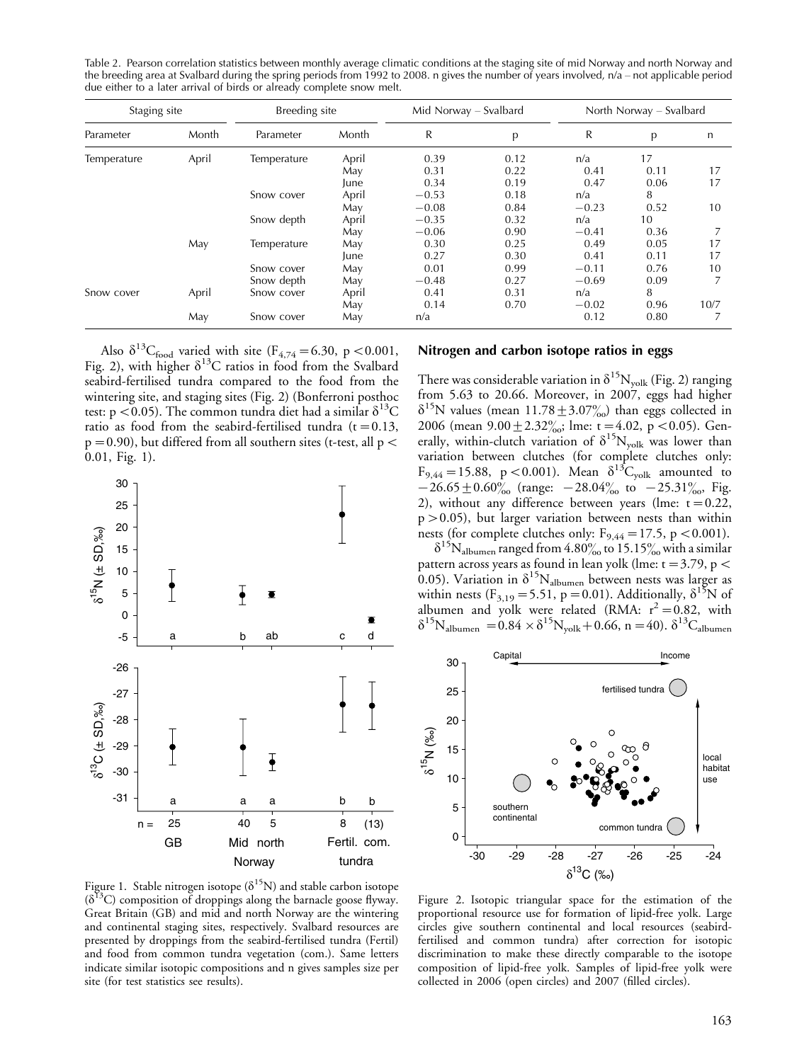Table 2. Pearson correlation statistics between monthly average climatic conditions at the staging site of mid Norway and north Norway and the breeding area at Svalbard during the spring periods from 1992 to 2008. n gives the number of years involved, n/a – not applicable period due either to a later arrival of birds or already complete snow melt.

| Staging site | | Breeding site | | Mid Norway – Svalbard | | North Norway – Svalbard | | |
|---|---|---|---|---|---|---|---|---|
| Parameter | Month | Parameter | Month | R | p | R | p | n |
| Temperature | April | Temperature | April | 0.39 | 0.12 | n/a | 17 | |
| | | | May | 0.31 | 0.22 | 0.41 | 0.11 | 17 |
| | | | June | 0.34 | 0.19 | 0.47 | 0.06 | 17 |
| | | Snow cover | April | −0.53 | 0.18 | n/a | 8 | |
| | | | May | −0.08 | 0.84 | −0.23 | 0.52 | 10 |
| | | Snow depth | April | −0.35 | 0.32 | n/a | 10 | |
| | | | May | −0.06 | 0.90 | −0.41 | 0.36 | 7 |
| | May | Temperature | May | 0.30 | 0.25 | 0.49 | 0.05 | 17 |
| | | | June | 0.27 | 0.30 | 0.41 | 0.11 | 17 |
| | | Snow cover | May | 0.01 | 0.99 | −0.11 | 0.76 | 10 |
| | | Snow depth | May | −0.48 | 0.27 | −0.69 | 0.09 | 7 |
| Snow cover | April | Snow cover | April | 0.41 | 0.31 | n/a | 8 | |
| | | | May | 0.14 | 0.70 | −0.02 | 0.96 | 10/7 |
| | May | Snow cover | May | n/a | | 0.12 | 0.80 | 7 |

Also $\delta^{13}C_{food}$ varied with site ($F_{4,74} = 6.30$, $p < 0.001$, Fig. 2), with higher $\delta^{13}C$ ratios in food from the Svalbard seabird-fertilised tundra compared to the food from the wintering site, and staging sites (Fig. 2) (Bonferroni posthoc test: $p < 0.05$). The common tundra diet had a similar $\delta^{13}C$ ratio as food from the seabird-fertilised tundra ($t = 0.13$, $p = 0.90$), but differed from all southern sites (t-test, all $p < 0.01$, Fig. 1).

Figure 1. Stable nitrogen isotope ($\delta^{15}N$) and stable carbon isotope ($\delta^{13}C$) composition of droppings along the barnacle goose flyway. Great Britain (GB) and mid and north Norway are the wintering and continental staging sites, respectively. Svalbard resources are presented by droppings from the seabird-fertilised tundra (Fertil) and food from common tundra vegetation (com.). Same letters indicate similar isotopic compositions and n gives samples size per site (for test statistics see results).

## Nitrogen and carbon isotope ratios in eggs

There was considerable variation in $\delta^{15}N_{yolk}$ (Fig. 2) ranging from 5.63 to 20.66. Moreover, in 2007, eggs had higher $\delta^{15}N$ values (mean $11.78 \pm 3.07‰$) than eggs collected in 2006 (mean $9.00 \pm 2.32‰$; lme: $t = 4.02$, $p < 0.05$). Generally, within-clutch variation of $\delta^{15}N_{yolk}$ was lower than variation between clutches (for complete clutches only: $F_{9,44} = 15.88$, $p < 0.001$). Mean $\delta^{13}C_{yolk}$ amounted to $-26.65 \pm 0.60‰$ (range: $-28.04‰$ to $-25.31‰$, Fig. 2), without any difference between years (lme: $t = 0.22$, $p > 0.05$), but larger variation between nests than within nests (for complete clutches only: $F_{9,44} = 17.5$, $p < 0.001$).

$\delta^{15}N_{albumen}$ ranged from 4.80‰ to 15.15‰ with a similar pattern across years as found in lean yolk (lme: $t = 3.79$, $p < 0.05$). Variation in $\delta^{15}N_{albumen}$ between nests was larger as within nests ($F_{3,19} = 5.51$, $p = 0.01$). Additionally, $\delta^{15}N$ of albumen and yolk were related (RMA: $r^2 = 0.82$, with $\delta^{15}N_{albumen} = 0.84 \times \delta^{15}N_{yolk} + 0.66$, $n = 40$). $\delta^{13}C_{albumen}$

Figure 2. Isotopic triangular space for the estimation of the proportional resource use for formation of lipid-free yolk. Large circles give southern continental and local resources (seabird-fertilised and common tundra) after correction for isotopic discrimination to make these directly comparable to the isotope composition of lipid-free yolk. Samples of lipid-free yolk were collected in 2006 (open circles) and 2007 (filled circles).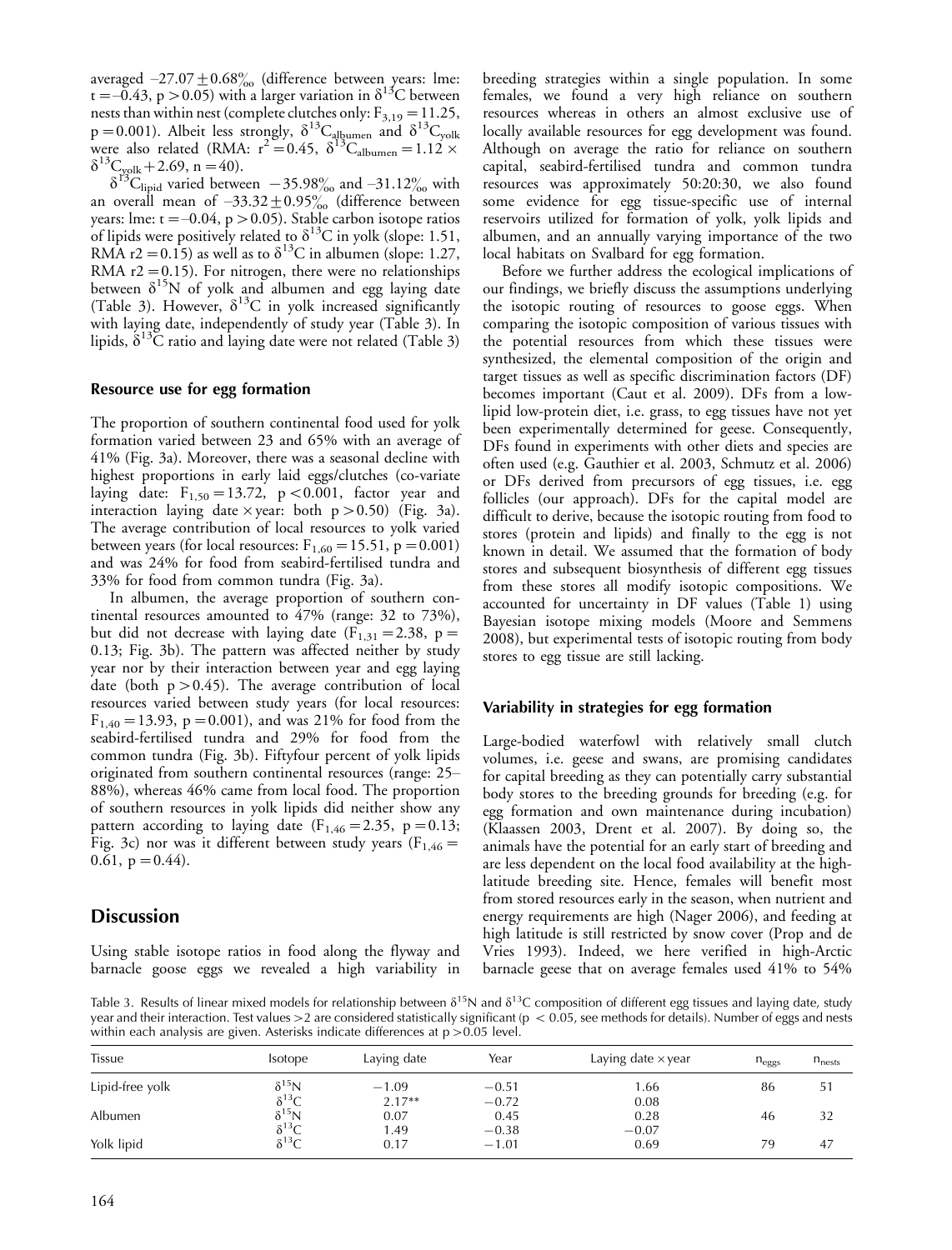averaged $-27.07 \pm 0.68$‰ (difference between years: lme: $t = -0.43$, $p > 0.05$) with a larger variation in $\delta^{13}C$ between nests than within nest (complete clutches only: $F_{3,19} = 11.25$, $p = 0.001$). Albeit less strongly, $\delta^{13}C_{albumen}$ and $\delta^{13}C_{yolk}$ were also related (RMA: $r^2 = 0.45$, $\delta^{13}C_{albumen} = 1.12 \times \delta^{13}C_{yolk} + 2.69$, $n = 40$).

$\delta^{13}C_{lipid}$ varied between $-35.98$‰ and $-31.12$‰ with an overall mean of $-33.32 \pm 0.95$‰ (difference between years: lme: $t = -0.04$, $p > 0.05$). Stable carbon isotope ratios of lipids were positively related to $\delta^{13}C$ in yolk (slope: 1.51, RMA $r2 = 0.15$) as well as to $\delta^{13}C$ in albumen (slope: 1.27, RMA $r2 = 0.15$). For nitrogen, there were no relationships between $\delta^{15}N$ of yolk and albumen and egg laying date (Table 3). However, $\delta^{13}C$ in yolk increased significantly with laying date, independently of study year (Table 3). In lipids, $\delta^{13}C$ ratio and laying date were not related (Table 3)

### Resource use for egg formation

The proportion of southern continental food used for yolk formation varied between 23 and 65% with an average of 41% (Fig. 3a). Moreover, there was a seasonal decline with highest proportions in early laid eggs/clutches (co-variate laying date: $F_{1,50} = 13.72$, $p < 0.001$, factor year and interaction laying date × year: both $p > 0.50$) (Fig. 3a). The average contribution of local resources to yolk varied between years (for local resources: $F_{1,60} = 15.51$, $p = 0.001$) and was 24% for food from seabird-fertilised tundra and 33% for food from common tundra (Fig. 3a).

In albumen, the average proportion of southern continental resources amounted to 47% (range: 32 to 73%), but did not decrease with laying date ($F_{1,31} = 2.38$, $p = 0.13$; Fig. 3b). The pattern was affected neither by study year nor by their interaction between year and egg laying date (both $p > 0.45$). The average contribution of local resources varied between study years (for local resources: $F_{1,40} = 13.93$, $p = 0.001$), and was 21% for food from the seabird-fertilised tundra and 29% for food from the common tundra (Fig. 3b). Fiftyfour percent of yolk lipids originated from southern continental resources (range: 25–88%), whereas 46% came from local food. The proportion of southern resources in yolk lipids did neither show any pattern according to laying date ($F_{1,46} = 2.35$, $p = 0.13$; Fig. 3c) nor was it different between study years ($F_{1,46} = 0.61$, $p = 0.44$).

## Discussion

Using stable isotope ratios in food along the flyway and barnacle goose eggs we revealed a high variability in breeding strategies within a single population. In some females, we found a very high reliance on southern resources whereas in others an almost exclusive use of locally available resources for egg development was found. Although on average the ratio for reliance on southern capital, seabird-fertilised tundra and common tundra resources was approximately 50:20:30, we also found some evidence for egg tissue-specific use of internal reservoirs utilized for formation of yolk, yolk lipids and albumen, and an annually varying importance of the two local habitats on Svalbard for egg formation.

Before we further address the ecological implications of our findings, we briefly discuss the assumptions underlying the isotopic routing of resources to goose eggs. When comparing the isotopic composition of various tissues with the potential resources from which these tissues were synthesized, the elemental composition of the origin and target tissues as well as specific discrimination factors (DF) becomes important (Caut et al. 2009). DFs from a low-lipid low-protein diet, i.e. grass, to egg tissues have not yet been experimentally determined for geese. Consequently, DFs found in experiments with other diets and species are often used (e.g. Gauthier et al. 2003, Schmutz et al. 2006) or DFs derived from precursors of egg tissues, i.e. egg follicles (our approach). DFs for the capital model are difficult to derive, because the isotopic routing from food to stores (protein and lipids) and finally to the egg is not known in detail. We assumed that the formation of body stores and subsequent biosynthesis of different egg tissues from these stores all modify isotopic compositions. We accounted for uncertainty in DF values (Table 1) using Bayesian isotope mixing models (Moore and Semmens 2008), but experimental tests of isotopic routing from body stores to egg tissue are still lacking.

### Variability in strategies for egg formation

Large-bodied waterfowl with relatively small clutch volumes, i.e. geese and swans, are promising candidates for capital breeding as they can potentially carry substantial body stores to the breeding grounds for breeding (e.g. for egg formation and own maintenance during incubation) (Klaassen 2003, Drent et al. 2007). By doing so, the animals have the potential for an early start of breeding and are less dependent on the local food availability at the high-latitude breeding site. Hence, females will benefit most from stored resources early in the season, when nutrient and energy requirements are high (Nager 2006), and feeding at high latitude is still restricted by snow cover (Prop and de Vries 1993). Indeed, we here verified in high-Arctic barnacle geese that on average females used 41% to 54%

Table 3. Results of linear mixed models for relationship between $\delta^{15}N$ and $\delta^{13}C$ composition of different egg tissues and laying date, study year and their interaction. Test values >2 are considered statistically significant ($p < 0.05$, see methods for details). Number of eggs and nests within each analysis are given. Asterisks indicate differences at $p > 0.05$ level.

| Tissue | Isotope | Laying date | Year | Laying date × year | $n_{eggs}$ | $n_{nests}$ |
|---|---|---|---|---|---|---|
| Lipid-free yolk | $\delta^{15}N$ | −1.09 | −0.51 | 1.66 | 86 | 51 |
| | $\delta^{13}C$ | 2.17** | −0.72 | 0.08 | | |
| Albumen | $\delta^{15}N$ | 0.07 | 0.45 | 0.28 | 46 | 32 |
| | $\delta^{13}C$ | 1.49 | −0.38 | −0.07 | | |
| Yolk lipid | $\delta^{13}C$ | 0.17 | −1.01 | 0.69 | 79 | 47 |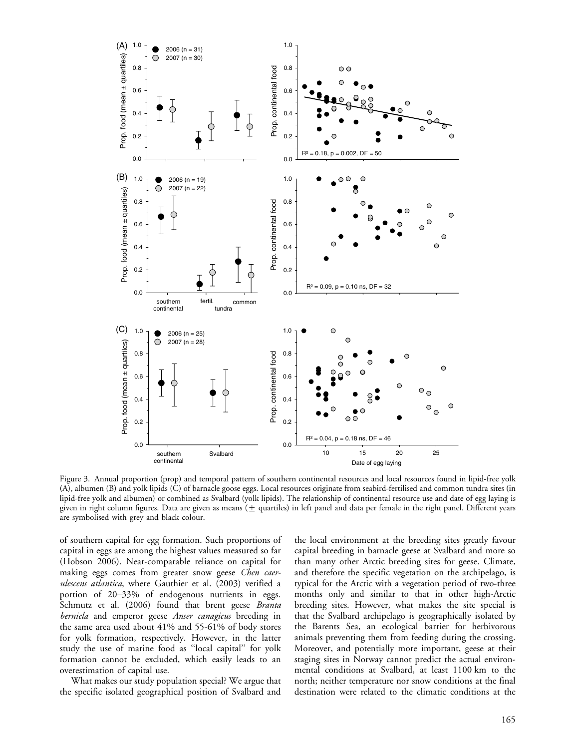Figure 3. Annual proportion (prop) and temporal pattern of southern continental resources and local resources found in lipid-free yolk (A), albumen (B) and yolk lipids (C) of barnacle goose eggs. Local resources originate from seabird-fertilised and common tundra sites (in lipid-free yolk and albumen) or combined as Svalbard (yolk lipids). The relationship of continental resource use and date of egg laying is given in right column figures. Data are given as means ($\pm$ quartiles) in left panel and data per female in the right panel. Different years are symbolised with grey and black colour.

of southern capital for egg formation. Such proportions of capital in eggs are among the highest values measured so far (Hobson 2006). Near-comparable reliance on capital for making eggs comes from greater snow geese *Chen caerulescens atlantica*, where Gauthier et al. (2003) verified a portion of 20–33% of endogenous nutrients in eggs. Schmutz et al. (2006) found that brent geese *Branta bernicla* and emperor geese *Anser canagicus* breeding in the same area used about 41% and 55-61% of body stores for yolk formation, respectively. However, in the latter study the use of marine food as "local capital" for yolk formation cannot be excluded, which easily leads to an overestimation of capital use.

What makes our study population special? We argue that the specific isolated geographical position of Svalbard and the local environment at the breeding sites greatly favour capital breeding in barnacle geese at Svalbard and more so than many other Arctic breeding sites for geese. Climate, and therefore the specific vegetation on the archipelago, is typical for the Arctic with a vegetation period of two-three months only and similar to that in other high-Arctic breeding sites. However, what makes the site special is that the Svalbard archipelago is geographically isolated by the Barents Sea, an ecological barrier for herbivorous animals preventing them from feeding during the crossing. Moreover, and potentially more important, geese at their staging sites in Norway cannot predict the actual environmental conditions at Svalbard, at least 1100 km to the north; neither temperature nor snow conditions at the final destination were related to the climatic conditions at the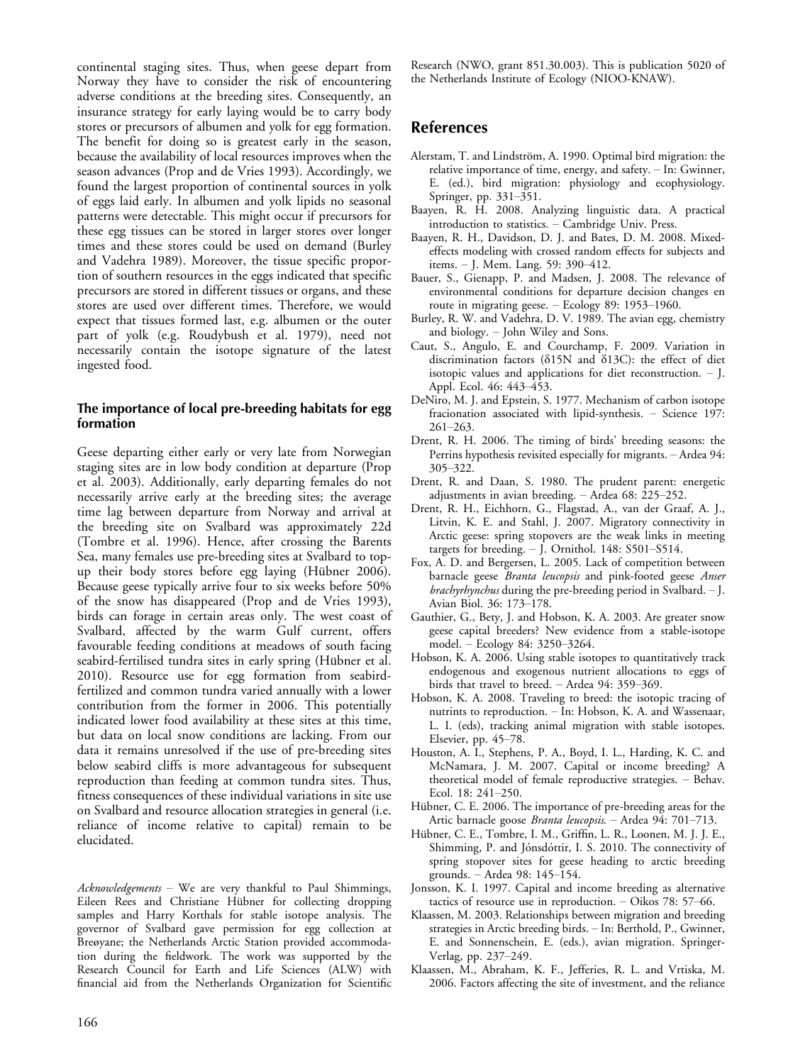continental staging sites. Thus, when geese depart from Norway they have to consider the risk of encountering adverse conditions at the breeding sites. Consequently, an insurance strategy for early laying would be to carry body stores or precursors of albumen and yolk for egg formation. The benefit for doing so is greatest early in the season, because the availability of local resources improves when the season advances (Prop and de Vries 1993). Accordingly, we found the largest proportion of continental sources in yolk of eggs laid early. In albumen and yolk lipids no seasonal patterns were detectable. This might occur if precursors for these egg tissues can be stored in larger stores over longer times and these stores could be used on demand (Burley and Vadehra 1989). Moreover, the tissue specific proportion of southern resources in the eggs indicated that specific precursors are stored in different tissues or organs, and these stores are used over different times. Therefore, we would expect that tissues formed last, e.g. albumen or the outer part of yolk (e.g. Roudybush et al. 1979), need not necessarily contain the isotope signature of the latest ingested food.

### The importance of local pre-breeding habitats for egg formation

Geese departing either early or very late from Norwegian staging sites are in low body condition at departure (Prop et al. 2003). Additionally, early departing females do not necessarily arrive early at the breeding sites; the average time lag between departure from Norway and arrival at the breeding site on Svalbard was approximately 22d (Tombre et al. 1996). Hence, after crossing the Barents Sea, many females use pre-breeding sites at Svalbard to top-up their body stores before egg laying (Hübner 2006). Because geese typically arrive four to six weeks before 50% of the snow has disappeared (Prop and de Vries 1993), birds can forage in certain areas only. The west coast of Svalbard, affected by the warm Gulf current, offers favourable feeding conditions at meadows of south facing seabird-fertilised tundra sites in early spring (Hübner et al. 2010). Resource use for egg formation from seabird-fertilized and common tundra varied annually with a lower contribution from the former in 2006. This potentially indicated lower food availability at these sites at this time, but data on local snow conditions are lacking. From our data it remains unresolved if the use of pre-breeding sites below seabird cliffs is more advantageous for subsequent reproduction than feeding at common tundra sites. Thus, fitness consequences of these individual variations in site use on Svalbard and resource allocation strategies in general (i.e. reliance of income relative to capital) remain to be elucidated.

*Acknowledgements* – We are very thankful to Paul Shimmings, Eileen Rees and Christiane Hübner for collecting dropping samples and Harry Korthals for stable isotope analysis. The governor of Svalbard gave permission for egg collection at Breøyane; the Netherlands Arctic Station provided accommodation during the fieldwork. The work was supported by the Research Council for Earth and Life Sciences (ALW) with financial aid from the Netherlands Organization for Scientific Research (NWO, grant 851.30.003). This is publication 5020 of the Netherlands Institute of Ecology (NIOO-KNAW).

## References

Alerstam, T. and Lindström, A. 1990. Optimal bird migration: the relative importance of time, energy, and safety. – In: Gwinner, E. (ed.), bird migration: physiology and ecophysiology. Springer, pp. 331–351.

Baayen, R. H. 2008. Analyzing linguistic data. A practical introduction to statistics. – Cambridge Univ. Press.

Baayen, R. H., Davidson, D. J. and Bates, D. M. 2008. Mixed-effects modeling with crossed random effects for subjects and items. – J. Mem. Lang. 59: 390–412.

Bauer, S., Gienapp, P. and Madsen, J. 2008. The relevance of environmental conditions for departure decision changes en route in migrating geese. – Ecology 89: 1953–1960.

Burley, R. W. and Vadehra, D. V. 1989. The avian egg, chemistry and biology. – John Wiley and Sons.

Caut, S., Angulo, E. and Courchamp, F. 2009. Variation in discrimination factors ($\delta$15N and $\delta$13C): the effect of diet isotopic values and applications for diet reconstruction. – J. Appl. Ecol. 46: 443–453.

DeNiro, M. J. and Epstein, S. 1977. Mechanism of carbon isotope fracionation associated with lipid-synthesis. – Science 197: 261–263.

Drent, R. H. 2006. The timing of birds' breeding seasons: the Perrins hypothesis revisited especially for migrants. – Ardea 94: 305–322.

Drent, R. and Daan, S. 1980. The prudent parent: energetic adjustments in avian breeding. – Ardea 68: 225–252.

Drent, R. H., Eichhorn, G., Flagstad, A., van der Graaf, A. J., Litvin, K. E. and Stahl, J. 2007. Migratory connectivity in Arctic geese: spring stopovers are the weak links in meeting targets for breeding. – J. Ornithol. 148: S501–S514.

Fox, A. D. and Bergersen, L. 2005. Lack of competition between barnacle geese *Branta leucopsis* and pink-footed geese *Anser brachyrhynchus* during the pre-breeding period in Svalbard. – J. Avian Biol. 36: 173–178.

Gauthier, G., Bety, J. and Hobson, K. A. 2003. Are greater snow geese capital breeders? New evidence from a stable-isotope model. – Ecology 84: 3250–3264.

Hobson, K. A. 2006. Using stable isotopes to quantitatively track endogenous and exogenous nutrient allocations to eggs of birds that travel to breed. – Ardea 94: 359–369.

Hobson, K. A. 2008. Traveling to breed: the isotopic tracing of nutrients to reproduction. – In: Hobson, K. A. and Wassenaar, L. I. (eds), tracking animal migration with stable isotopes. Elsevier, pp. 45–78.

Houston, A. I., Stephens, P. A., Boyd, I. L., Harding, K. C. and McNamara, J. M. 2007. Capital or income breeding? A theoretical model of female reproductive strategies. – Behav. Ecol. 18: 241–250.

Hübner, C. E. 2006. The importance of pre-breeding areas for the Artic barnacle goose *Branta leucopsis*. – Ardea 94: 701–713.

Hübner, C. E., Tombre, I. M., Griffin, L. R., Loonen, M. J. J. E., Shimming, P. and Jónsdóttir, I. S. 2010. The connectivity of spring stopover sites for geese heading to arctic breeding grounds. – Ardea 98: 145–154.

Jonsson, K. I. 1997. Capital and income breeding as alternative tactics of resource use in reproduction. – Oikos 78: 57–66.

Klaassen, M. 2003. Relationships between migration and breeding strategies in Arctic breeding birds. – In: Berthold, P., Gwinner, E. and Sonnenschein, E. (eds.), avian migration. Springer-Verlag, pp. 237–249.

Klaassen, M., Abraham, K. F., Jefferies, R. L. and Vrtiska, M. 2006. Factors affecting the site of investment, and the reliance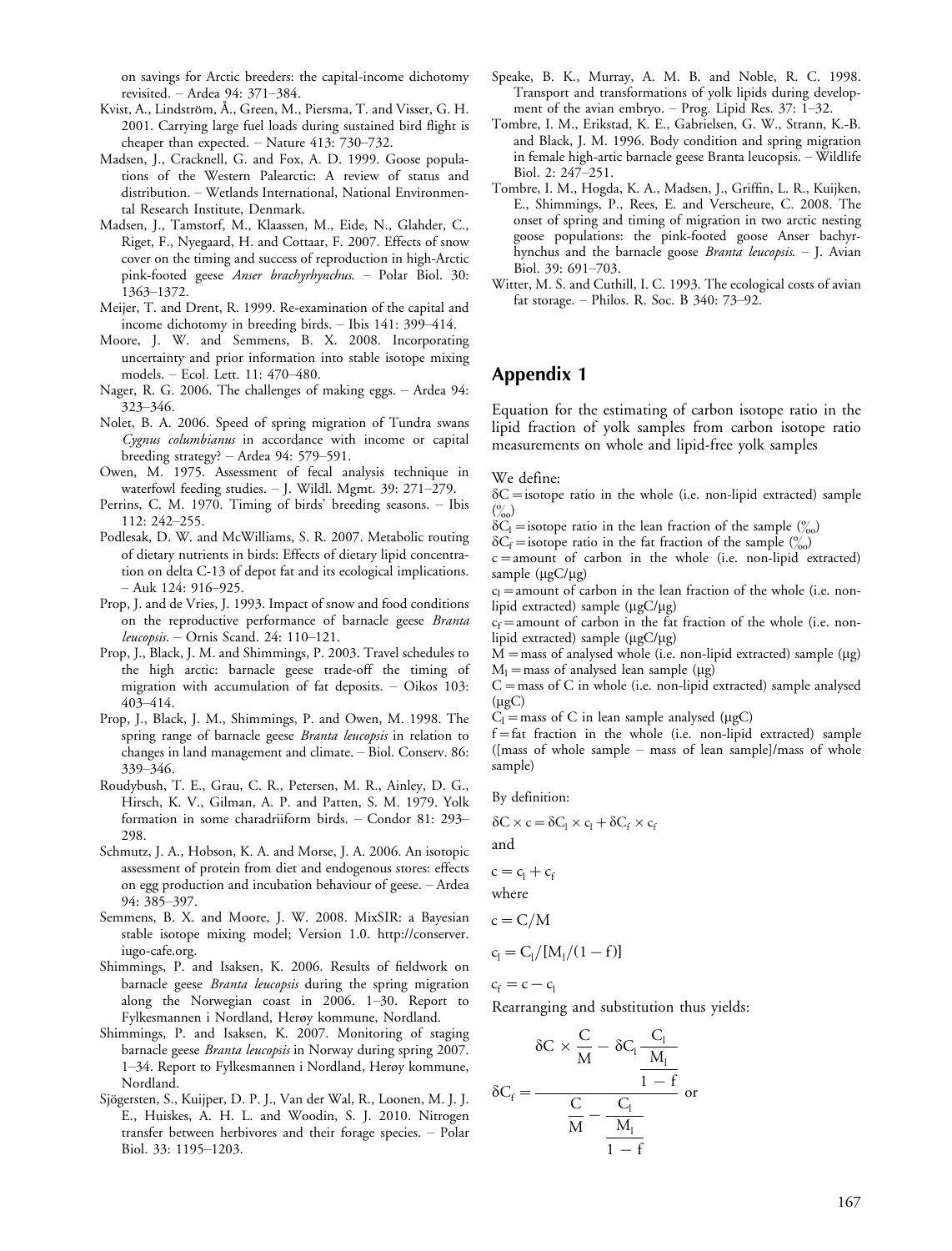on savings for Arctic breeders: the capital-income dichotomy revisited. – Ardea 94: 371–384.

Kvist, A., Lindström, Å., Green, M., Piersma, T. and Visser, G. H. 2001. Carrying large fuel loads during sustained bird flight is cheaper than expected. – Nature 413: 730–732.

Madsen, J., Cracknell, G. and Fox, A. D. 1999. Goose populations of the Western Palearctic: A review of status and distribution. – Wetlands International, National Environmental Research Institute, Denmark.

Madsen, J., Tamstorf, M., Klaassen, M., Eide, N., Glahder, C., Riget, F., Nyegaard, H. and Cottaar, F. 2007. Effects of snow cover on the timing and success of reproduction in high-Arctic pink-footed geese *Anser brachyrhynchus*. – Polar Biol. 30: 1363–1372.

Meijer, T. and Drent, R. 1999. Re-examination of the capital and income dichotomy in breeding birds. – Ibis 141: 399–414.

Moore, J. W. and Semmens, B. X. 2008. Incorporating uncertainty and prior information into stable isotope mixing models. – Ecol. Lett. 11: 470–480.

Nager, R. G. 2006. The challenges of making eggs. – Ardea 94: 323–346.

Nolet, B. A. 2006. Speed of spring migration of Tundra swans *Cygnus columbianus* in accordance with income or capital breeding strategy? – Ardea 94: 579–591.

Owen, M. 1975. Assessment of fecal analysis technique in waterfowl feeding studies. – J. Wildl. Mgmt. 39: 271–279.

Perrins, C. M. 1970. Timing of birds' breeding seasons. – Ibis 112: 242–255.

Podlesak, D. W. and McWilliams, S. R. 2007. Metabolic routing of dietary nutrients in birds: Effects of dietary lipid concentration on delta C-13 of depot fat and its ecological implications. – Auk 124: 916–925.

Prop, J. and de Vries, J. 1993. Impact of snow and food conditions on the reproductive performance of barnacle geese *Branta leucopsis*. – Ornis Scand. 24: 110–121.

Prop, J., Black, J. M. and Shimmings, P. 2003. Travel schedules to the high arctic: barnacle geese trade-off the timing of migration with accumulation of fat deposits. – Oikos 103: 403–414.

Prop, J., Black, J. M., Shimmings, P. and Owen, M. 1998. The spring range of barnacle geese *Branta leucopsis* in relation to changes in land management and climate. – Biol. Conserv. 86: 339–346.

Roudybush, T. E., Grau, C. R., Petersen, M. R., Ainley, D. G., Hirsch, K. V., Gilman, A. P. and Patten, S. M. 1979. Yolk formation in some charadriiform birds. – Condor 81: 293–298.

Schmutz, J. A., Hobson, K. A. and Morse, J. A. 2006. An isotopic assessment of protein from diet and endogenous stores: effects on egg production and incubation behaviour of geese. – Ardea 94: 385–397.

Semmens, B. X. and Moore, J. W. 2008. MixSIR: a Bayesian stable isotope mixing model; Version 1.0. http://conserver.iugo-cafe.org.

Shimmings, P. and Isaksen, K. 2006. Results of fieldwork on barnacle geese *Branta leucopsis* during the spring migration along the Norwegian coast in 2006. 1–30. Report to Fylkesmannen i Nordland, Herøy kommune, Nordland.

Shimmings, P. and Isaksen, K. 2007. Monitoring of staging barnacle geese *Branta leucopsis* in Norway during spring 2007. 1–34. Report to Fylkesmannen i Nordland, Herøy kommune, Nordland.

Sjögersten, S., Kuijper, D. P. J., Van der Wal, R., Loonen, M. J. J. E., Huiskes, A. H. L. and Woodin, S. J. 2010. Nitrogen transfer between herbivores and their forage species. – Polar Biol. 33: 1195–1203.

Speake, B. K., Murray, A. M. B. and Noble, R. C. 1998. Transport and transformations of yolk lipids during development of the avian embryo. – Prog. Lipid Res. 37: 1–32.

Tombre, I. M., Erikstad, K. E., Gabrielsen, G. W., Strann, K.-B. and Black, J. M. 1996. Body condition and spring migration in female high-artic barnacle geese Branta leucopsis. – Wildlife Biol. 2: 247–251.

Tombre, I. M., Hogda, K. A., Madsen, J., Griffin, L. R., Kuijken, E., Shimmings, P., Rees, E. and Verscheure, C. 2008. The onset of spring and timing of migration in two arctic nesting goose populations: the pink-footed goose Anser bachyrhynchus and the barnacle goose *Branta leucopsis*. – J. Avian Biol. 39: 691–703.

Witter, M. S. and Cuthill, I. C. 1993. The ecological costs of avian fat storage. – Philos. R. Soc. B 340: 73–92.

## Appendix 1

Equation for the estimating of carbon isotope ratio in the lipid fraction of yolk samples from carbon isotope ratio measurements on whole and lipid-free yolk samples

We define:

$\delta C$ = isotope ratio in the whole (i.e. non-lipid extracted) sample (‰)
$\delta C_l$ = isotope ratio in the lean fraction of the sample (‰)
$\delta C_f$ = isotope ratio in the fat fraction of the sample (‰)
$c$ = amount of carbon in the whole (i.e. non-lipid extracted) sample (μgC/μg)
$c_l$ = amount of carbon in the lean fraction of the whole (i.e. non-lipid extracted) sample (μgC/μg)
$c_f$ = amount of carbon in the fat fraction of the whole (i.e. non-lipid extracted) sample (μgC/μg)
$M$ = mass of analysed whole (i.e. non-lipid extracted) sample (μg)
$M_l$ = mass of analysed lean sample (μg)
$C$ = mass of C in whole (i.e. non-lipid extracted) sample analysed (μgC)
$C_l$ = mass of C in lean sample analysed (μgC)
$f$ = fat fraction in the whole (i.e. non-lipid extracted) sample ([mass of whole sample – mass of lean sample]/mass of whole sample)

By definition:

$$\delta C \times c = \delta C_l \times c_l + \delta C_f \times c_f$$

and

$$c = c_l + c_f$$

where

$$c = C/M$$

$$c_l = C_l/[M_l/(1-f)]$$

$$c_f = c - c_l$$

Rearranging and substitution thus yields:

$$\delta C_f = \frac{\delta C \times \dfrac{C}{M} - \delta C_l \dfrac{C_l}{\dfrac{M_l}{1-f}}}{\dfrac{C}{M} - \dfrac{C_l}{\dfrac{M_l}{1-f}}} \text{ or}$$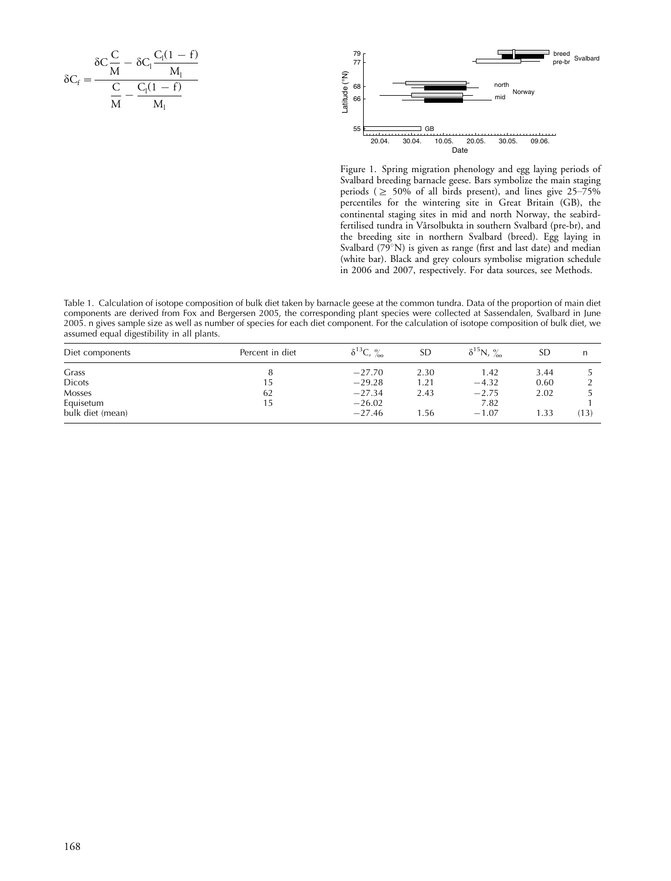$$\delta C_f = \frac{\delta C \dfrac{C}{M} - \delta C_l \dfrac{C_l(1-f)}{M_l}}{\dfrac{C}{M} - \dfrac{C_l(1-f)}{M_l}}$$

79
77
68
66
55
Latitude (°N)
breed
pre-br
Svalbard
north
mid
Norway
GB
20.04.
30.04.
10.05.
20.05.
30.05.
09.06.
Date

Figure 1. Spring migration phenology and egg laying periods of Svalbard breeding barnacle geese. Bars symbolize the main staging periods (≥ 50% of all birds present), and lines give 25–75% percentiles for the wintering site in Great Britain (GB), the continental staging sites in mid and north Norway, the seabird-fertilised tundra in Vårsolbukta in southern Svalbard (pre-br), and the breeding site in northern Svalbard (breed). Egg laying in Svalbard (79°N) is given as range (first and last date) and median (white bar). Black and grey colours symbolise migration schedule in 2006 and 2007, respectively. For data sources, see Methods.

Table 1. Calculation of isotope composition of bulk diet taken by barnacle geese at the common tundra. Data of the proportion of main diet components are derived from Fox and Bergersen 2005, the corresponding plant species were collected at Sassendalen, Svalbard in June 2005. n gives sample size as well as number of species for each diet component. For the calculation of isotope composition of bulk diet, we assumed equal digestibility in all plants.

| Diet components | Percent in diet | $\delta^{13}C$, ‰ | SD | $\delta^{15}N$, ‰ | SD | n |
|---|---|---|---|---|---|---|
| Grass | 8 | −27.70 | 2.30 | 1.42 | 3.44 | 5 |
| Dicots | 15 | −29.28 | 1.21 | −4.32 | 0.60 | 2 |
| Mosses | 62 | −27.34 | 2.43 | −2.75 | 2.02 | 5 |
| Equisetum | 15 | −26.02 | | 7.82 | | 1 |
| bulk diet (mean) | | −27.46 | 1.56 | −1.07 | 1.33 | (13) |